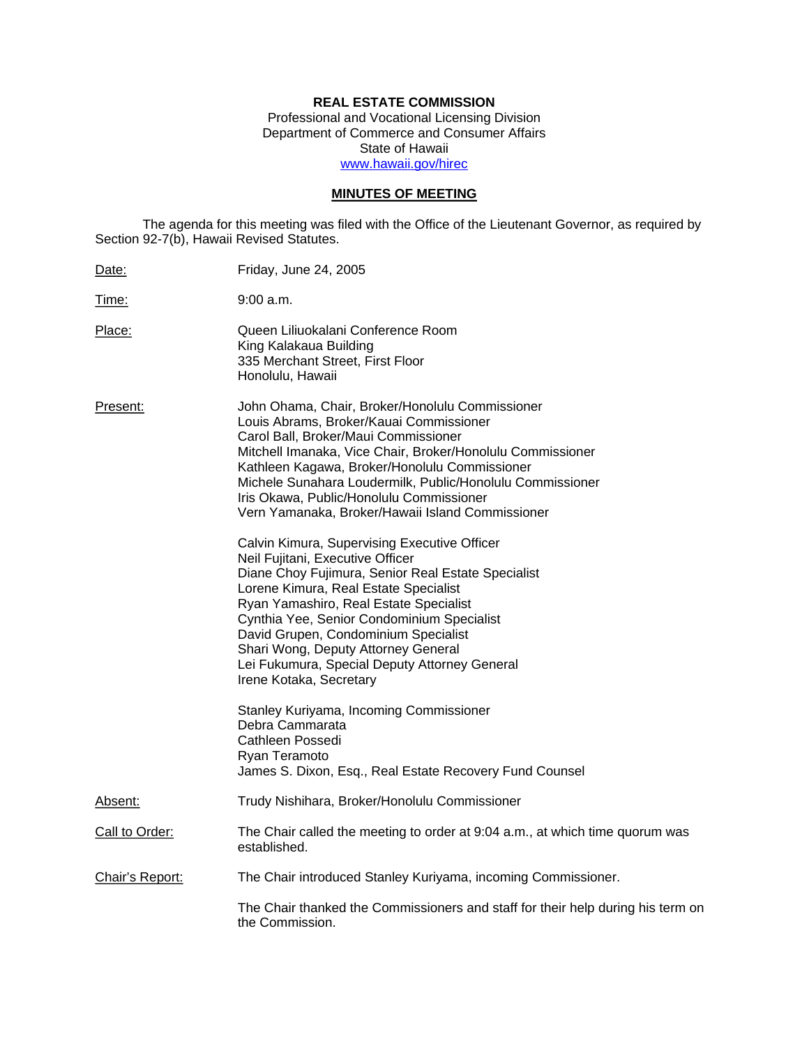**REAL ESTATE COMMISSION**
Professional and Vocational Licensing Division
Department of Commerce and Consumer Affairs
State of Hawaii
www.hawaii.gov/hirec

**MINUTES OF MEETING**

The agenda for this meeting was filed with the Office of the Lieutenant Governor, as required by Section 92-7(b), Hawaii Revised Statutes.

Date: Friday, June 24, 2005

Time: 9:00 a.m.

Place: Queen Liliuokalani Conference Room
King Kalakaua Building
335 Merchant Street, First Floor
Honolulu, Hawaii

Present: John Ohama, Chair, Broker/Honolulu Commissioner
Louis Abrams, Broker/Kauai Commissioner
Carol Ball, Broker/Maui Commissioner
Mitchell Imanaka, Vice Chair, Broker/Honolulu Commissioner
Kathleen Kagawa, Broker/Honolulu Commissioner
Michele Sunahara Loudermilk, Public/Honolulu Commissioner
Iris Okawa, Public/Honolulu Commissioner
Vern Yamanaka, Broker/Hawaii Island Commissioner

Calvin Kimura, Supervising Executive Officer
Neil Fujitani, Executive Officer
Diane Choy Fujimura, Senior Real Estate Specialist
Lorene Kimura, Real Estate Specialist
Ryan Yamashiro, Real Estate Specialist
Cynthia Yee, Senior Condominium Specialist
David Grupen, Condominium Specialist
Shari Wong, Deputy Attorney General
Lei Fukumura, Special Deputy Attorney General
Irene Kotaka, Secretary

Stanley Kuriyama, Incoming Commissioner
Debra Cammarata
Cathleen Possedi
Ryan Teramoto
James S. Dixon, Esq., Real Estate Recovery Fund Counsel

Absent: Trudy Nishihara, Broker/Honolulu Commissioner

Call to Order: The Chair called the meeting to order at 9:04 a.m., at which time quorum was established.

Chair's Report: The Chair introduced Stanley Kuriyama, incoming Commissioner.

The Chair thanked the Commissioners and staff for their help during his term on the Commission.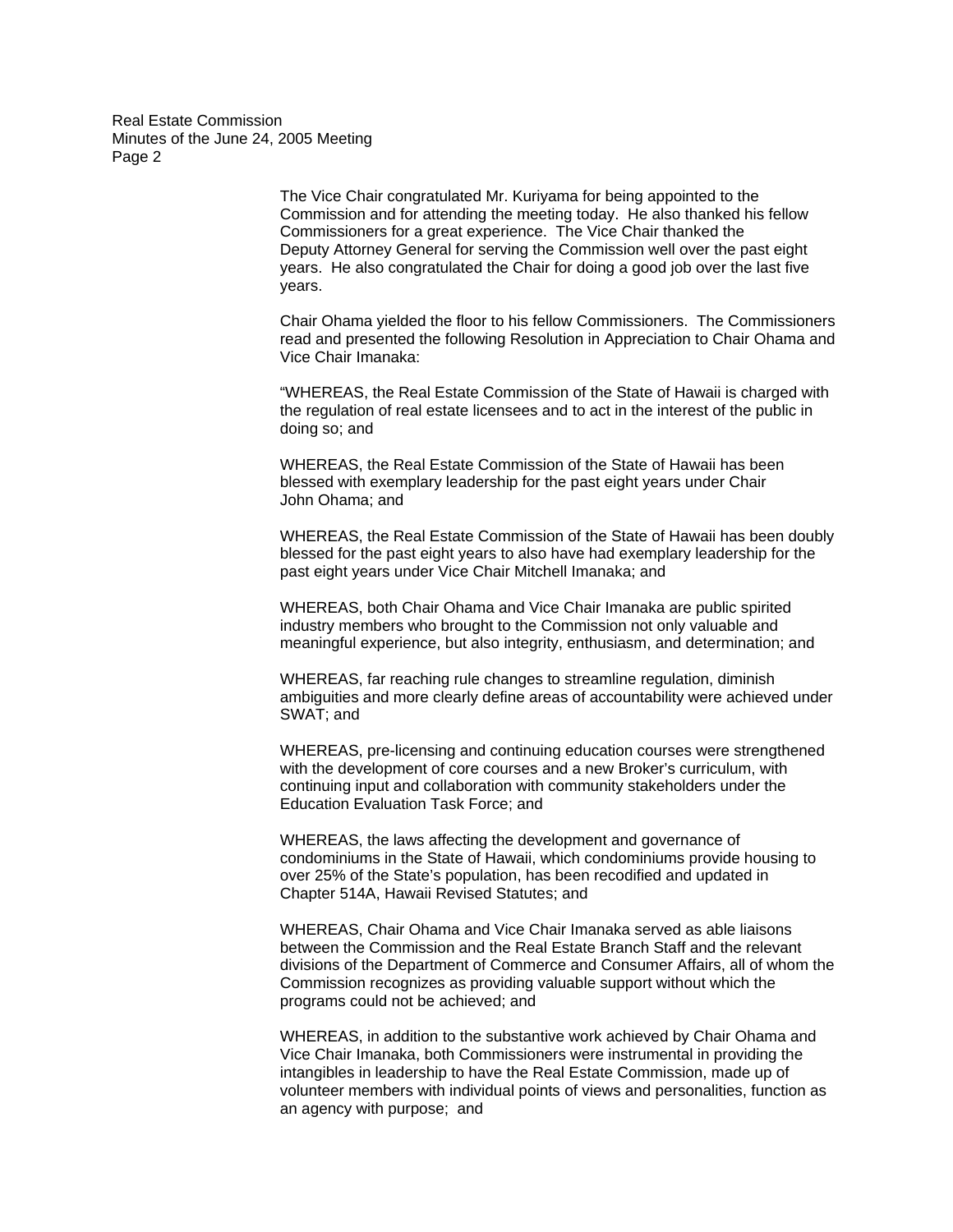The Vice Chair congratulated Mr. Kuriyama for being appointed to the Commission and for attending the meeting today. He also thanked his fellow Commissioners for a great experience. The Vice Chair thanked the Deputy Attorney General for serving the Commission well over the past eight years. He also congratulated the Chair for doing a good job over the last five years.

Chair Ohama yielded the floor to his fellow Commissioners. The Commissioners read and presented the following Resolution in Appreciation to Chair Ohama and Vice Chair Imanaka:

"WHEREAS, the Real Estate Commission of the State of Hawaii is charged with the regulation of real estate licensees and to act in the interest of the public in doing so; and

WHEREAS, the Real Estate Commission of the State of Hawaii has been blessed with exemplary leadership for the past eight years under Chair John Ohama; and

WHEREAS, the Real Estate Commission of the State of Hawaii has been doubly blessed for the past eight years to also have had exemplary leadership for the past eight years under Vice Chair Mitchell Imanaka; and

WHEREAS, both Chair Ohama and Vice Chair Imanaka are public spirited industry members who brought to the Commission not only valuable and meaningful experience, but also integrity, enthusiasm, and determination; and

WHEREAS, far reaching rule changes to streamline regulation, diminish ambiguities and more clearly define areas of accountability were achieved under SWAT; and

WHEREAS, pre-licensing and continuing education courses were strengthened with the development of core courses and a new Broker's curriculum, with continuing input and collaboration with community stakeholders under the Education Evaluation Task Force; and

WHEREAS, the laws affecting the development and governance of condominiums in the State of Hawaii, which condominiums provide housing to over 25% of the State's population, has been recodified and updated in Chapter 514A, Hawaii Revised Statutes; and

WHEREAS, Chair Ohama and Vice Chair Imanaka served as able liaisons between the Commission and the Real Estate Branch Staff and the relevant divisions of the Department of Commerce and Consumer Affairs, all of whom the Commission recognizes as providing valuable support without which the programs could not be achieved; and

WHEREAS, in addition to the substantive work achieved by Chair Ohama and Vice Chair Imanaka, both Commissioners were instrumental in providing the intangibles in leadership to have the Real Estate Commission, made up of volunteer members with individual points of views and personalities, function as an agency with purpose; and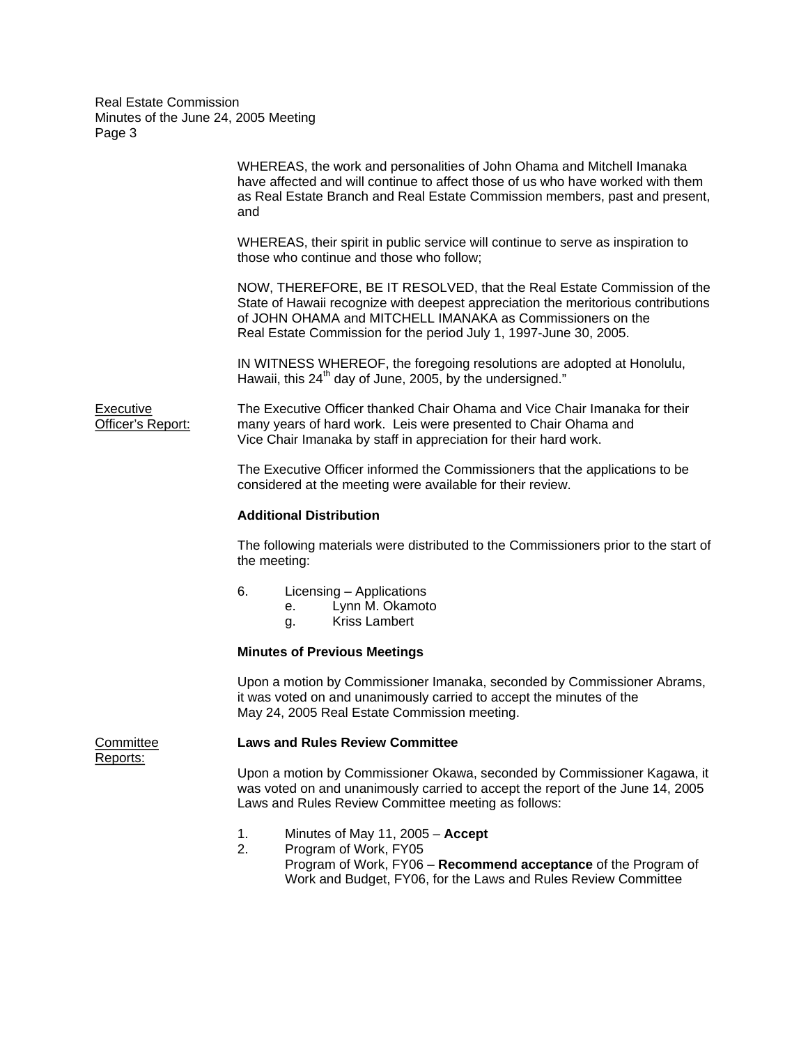WHEREAS, the work and personalities of John Ohama and Mitchell Imanaka have affected and will continue to affect those of us who have worked with them as Real Estate Branch and Real Estate Commission members, past and present, and

WHEREAS, their spirit in public service will continue to serve as inspiration to those who continue and those who follow;

NOW, THEREFORE, BE IT RESOLVED, that the Real Estate Commission of the State of Hawaii recognize with deepest appreciation the meritorious contributions of JOHN OHAMA and MITCHELL IMANAKA as Commissioners on the Real Estate Commission for the period July 1, 1997-June 30, 2005.

IN WITNESS WHEREOF, the foregoing resolutions are adopted at Honolulu, Hawaii, this 24th day of June, 2005, by the undersigned."

Executive Officer's Report:

The Executive Officer thanked Chair Ohama and Vice Chair Imanaka for their many years of hard work. Leis were presented to Chair Ohama and Vice Chair Imanaka by staff in appreciation for their hard work.

The Executive Officer informed the Commissioners that the applications to be considered at the meeting were available for their review.

**Additional Distribution**

The following materials were distributed to the Commissioners prior to the start of the meeting:

6. Licensing – Applications
   - e. Lynn M. Okamoto
   - g. Kriss Lambert

**Minutes of Previous Meetings**

Upon a motion by Commissioner Imanaka, seconded by Commissioner Abrams, it was voted on and unanimously carried to accept the minutes of the May 24, 2005 Real Estate Commission meeting.

Committee Reports:

**Laws and Rules Review Committee**

Upon a motion by Commissioner Okawa, seconded by Commissioner Kagawa, it was voted on and unanimously carried to accept the report of the June 14, 2005 Laws and Rules Review Committee meeting as follows:

1. Minutes of May 11, 2005 – **Accept**
2. Program of Work, FY05
   Program of Work, FY06 – **Recommend acceptance** of the Program of Work and Budget, FY06, for the Laws and Rules Review Committee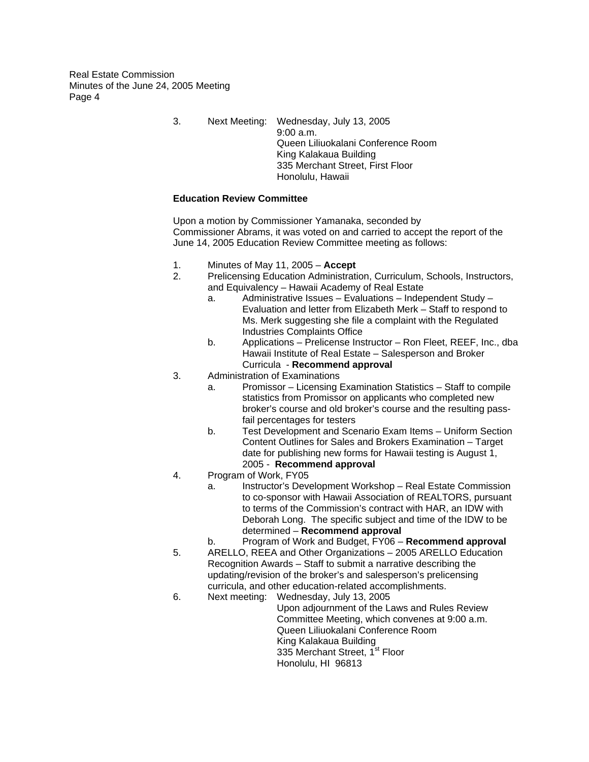3. Next Meeting: Wednesday, July 13, 2005
   9:00 a.m.
   Queen Liliuokalani Conference Room
   King Kalakaua Building
   335 Merchant Street, First Floor
   Honolulu, Hawaii

**Education Review Committee**

Upon a motion by Commissioner Yamanaka, seconded by Commissioner Abrams, it was voted on and carried to accept the report of the June 14, 2005 Education Review Committee meeting as follows:

1. Minutes of May 11, 2005 – **Accept**
2. Prelicensing Education Administration, Curriculum, Schools, Instructors, and Equivalency – Hawaii Academy of Real Estate
   a. Administrative Issues – Evaluations – Independent Study – Evaluation and letter from Elizabeth Merk – Staff to respond to Ms. Merk suggesting she file a complaint with the Regulated Industries Complaints Office
   b. Applications – Prelicense Instructor – Ron Fleet, REEF, Inc., dba Hawaii Institute of Real Estate – Salesperson and Broker Curricula - **Recommend approval**
3. Administration of Examinations
   a. Promissor – Licensing Examination Statistics – Staff to compile statistics from Promissor on applicants who completed new broker's course and old broker's course and the resulting pass-fail percentages for testers
   b. Test Development and Scenario Exam Items – Uniform Section Content Outlines for Sales and Brokers Examination – Target date for publishing new forms for Hawaii testing is August 1, 2005 - **Recommend approval**
4. Program of Work, FY05
   a. Instructor's Development Workshop – Real Estate Commission to co-sponsor with Hawaii Association of REALTORS, pursuant to terms of the Commission's contract with HAR, an IDW with Deborah Long. The specific subject and time of the IDW to be determined – **Recommend approval**
   b. Program of Work and Budget, FY06 – **Recommend approval**
5. ARELLO, REEA and Other Organizations – 2005 ARELLO Education Recognition Awards – Staff to submit a narrative describing the updating/revision of the broker's and salesperson's prelicensing curricula, and other education-related accomplishments.
6. Next meeting: Wednesday, July 13, 2005
   Upon adjournment of the Laws and Rules Review Committee Meeting, which convenes at 9:00 a.m.
   Queen Liliuokalani Conference Room
   King Kalakaua Building
   335 Merchant Street, 1st Floor
   Honolulu, HI 96813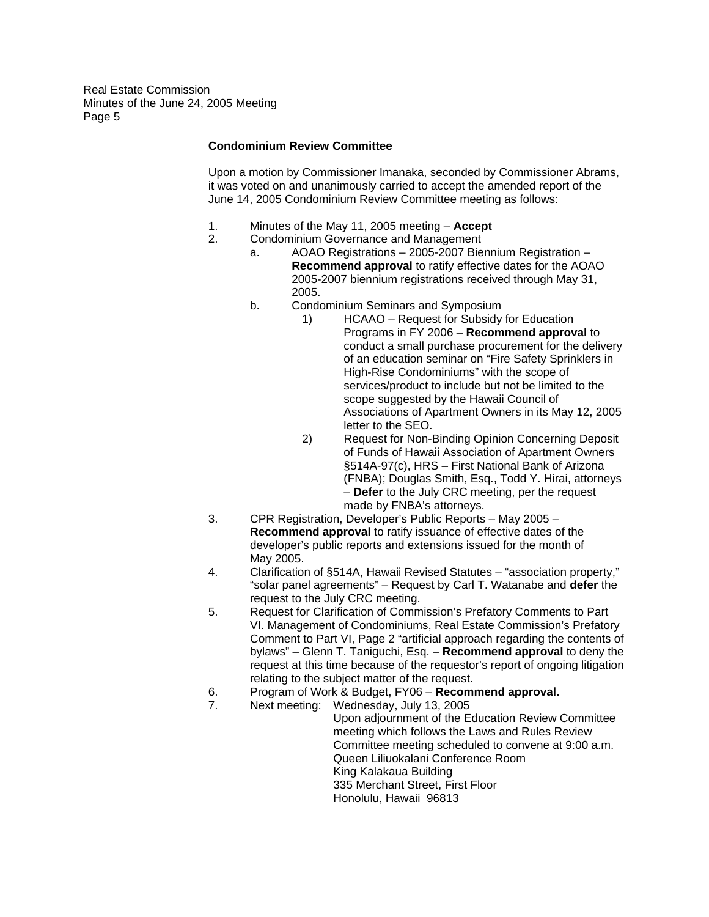**Condominium Review Committee**

Upon a motion by Commissioner Imanaka, seconded by Commissioner Abrams, it was voted on and unanimously carried to accept the amended report of the June 14, 2005 Condominium Review Committee meeting as follows:

1. Minutes of the May 11, 2005 meeting – **Accept**
2. Condominium Governance and Management
   a. AOAO Registrations – 2005-2007 Biennium Registration – **Recommend approval** to ratify effective dates for the AOAO 2005-2007 biennium registrations received through May 31, 2005.
   b. Condominium Seminars and Symposium
      1) HCAAO – Request for Subsidy for Education Programs in FY 2006 – **Recommend approval** to conduct a small purchase procurement for the delivery of an education seminar on "Fire Safety Sprinklers in High-Rise Condominiums" with the scope of services/product to include but not be limited to the scope suggested by the Hawaii Council of Associations of Apartment Owners in its May 12, 2005 letter to the SEO.
      2) Request for Non-Binding Opinion Concerning Deposit of Funds of Hawaii Association of Apartment Owners §514A-97(c), HRS – First National Bank of Arizona (FNBA); Douglas Smith, Esq., Todd Y. Hirai, attorneys – **Defer** to the July CRC meeting, per the request made by FNBA's attorneys.
3. CPR Registration, Developer's Public Reports – May 2005 – **Recommend approval** to ratify issuance of effective dates of the developer's public reports and extensions issued for the month of May 2005.
4. Clarification of §514A, Hawaii Revised Statutes – "association property," "solar panel agreements" – Request by Carl T. Watanabe and **defer** the request to the July CRC meeting.
5. Request for Clarification of Commission's Prefatory Comments to Part VI. Management of Condominiums, Real Estate Commission's Prefatory Comment to Part VI, Page 2 "artificial approach regarding the contents of bylaws" – Glenn T. Taniguchi, Esq. – **Recommend approval** to deny the request at this time because of the requestor's report of ongoing litigation relating to the subject matter of the request.
6. Program of Work & Budget, FY06 – **Recommend approval.**
7. Next meeting: Wednesday, July 13, 2005
   Upon adjournment of the Education Review Committee meeting which follows the Laws and Rules Review Committee meeting scheduled to convene at 9:00 a.m.
   Queen Liliuokalani Conference Room
   King Kalakaua Building
   335 Merchant Street, First Floor
   Honolulu, Hawaii 96813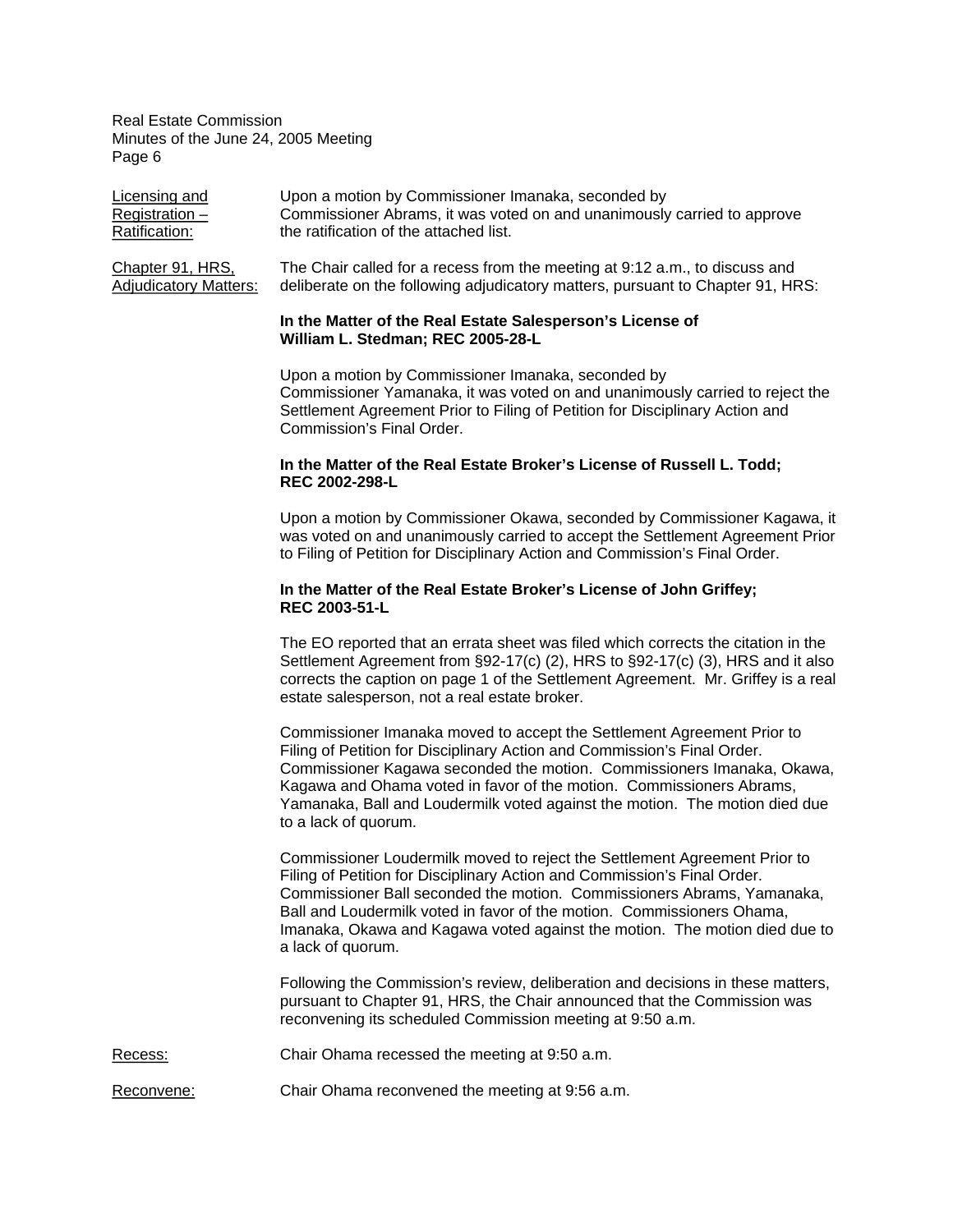**Licensing and Registration – Ratification:** Upon a motion by Commissioner Imanaka, seconded by Commissioner Abrams, it was voted on and unanimously carried to approve the ratification of the attached list.

**Chapter 91, HRS, Adjudicatory Matters:** The Chair called for a recess from the meeting at 9:12 a.m., to discuss and deliberate on the following adjudicatory matters, pursuant to Chapter 91, HRS:

**In the Matter of the Real Estate Salesperson's License of William L. Stedman; REC 2005-28-L**

Upon a motion by Commissioner Imanaka, seconded by Commissioner Yamanaka, it was voted on and unanimously carried to reject the Settlement Agreement Prior to Filing of Petition for Disciplinary Action and Commission's Final Order.

**In the Matter of the Real Estate Broker's License of Russell L. Todd; REC 2002-298-L**

Upon a motion by Commissioner Okawa, seconded by Commissioner Kagawa, it was voted on and unanimously carried to accept the Settlement Agreement Prior to Filing of Petition for Disciplinary Action and Commission's Final Order.

**In the Matter of the Real Estate Broker's License of John Griffey; REC 2003-51-L**

The EO reported that an errata sheet was filed which corrects the citation in the Settlement Agreement from §92-17(c) (2), HRS to §92-17(c) (3), HRS and it also corrects the caption on page 1 of the Settlement Agreement. Mr. Griffey is a real estate salesperson, not a real estate broker.

Commissioner Imanaka moved to accept the Settlement Agreement Prior to Filing of Petition for Disciplinary Action and Commission's Final Order. Commissioner Kagawa seconded the motion. Commissioners Imanaka, Okawa, Kagawa and Ohama voted in favor of the motion. Commissioners Abrams, Yamanaka, Ball and Loudermilk voted against the motion. The motion died due to a lack of quorum.

Commissioner Loudermilk moved to reject the Settlement Agreement Prior to Filing of Petition for Disciplinary Action and Commission's Final Order. Commissioner Ball seconded the motion. Commissioners Abrams, Yamanaka, Ball and Loudermilk voted in favor of the motion. Commissioners Ohama, Imanaka, Okawa and Kagawa voted against the motion. The motion died due to a lack of quorum.

Following the Commission's review, deliberation and decisions in these matters, pursuant to Chapter 91, HRS, the Chair announced that the Commission was reconvening its scheduled Commission meeting at 9:50 a.m.

**Recess:** Chair Ohama recessed the meeting at 9:50 a.m.

**Reconvene:** Chair Ohama reconvened the meeting at 9:56 a.m.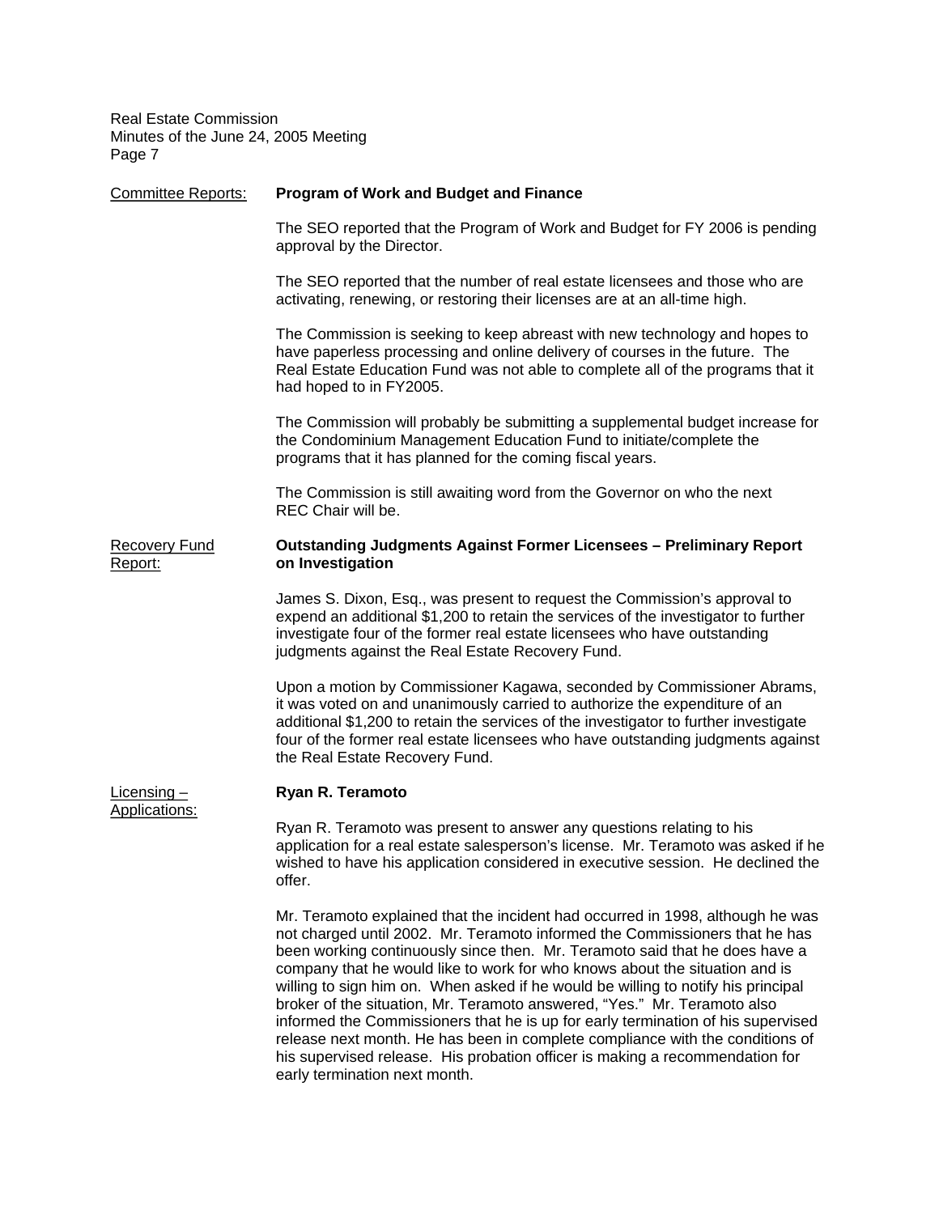Committee Reports: **Program of Work and Budget and Finance**

The SEO reported that the Program of Work and Budget for FY 2006 is pending approval by the Director.

The SEO reported that the number of real estate licensees and those who are activating, renewing, or restoring their licenses are at an all-time high.

The Commission is seeking to keep abreast with new technology and hopes to have paperless processing and online delivery of courses in the future. The Real Estate Education Fund was not able to complete all of the programs that it had hoped to in FY2005.

The Commission will probably be submitting a supplemental budget increase for the Condominium Management Education Fund to initiate/complete the programs that it has planned for the coming fiscal years.

The Commission is still awaiting word from the Governor on who the next REC Chair will be.

Recovery Fund Report: **Outstanding Judgments Against Former Licensees – Preliminary Report on Investigation**

James S. Dixon, Esq., was present to request the Commission's approval to expend an additional $1,200 to retain the services of the investigator to further investigate four of the former real estate licensees who have outstanding judgments against the Real Estate Recovery Fund.

Upon a motion by Commissioner Kagawa, seconded by Commissioner Abrams, it was voted on and unanimously carried to authorize the expenditure of an additional $1,200 to retain the services of the investigator to further investigate four of the former real estate licensees who have outstanding judgments against the Real Estate Recovery Fund.

Licensing – Applications: **Ryan R. Teramoto**

Ryan R. Teramoto was present to answer any questions relating to his application for a real estate salesperson's license. Mr. Teramoto was asked if he wished to have his application considered in executive session. He declined the offer.

Mr. Teramoto explained that the incident had occurred in 1998, although he was not charged until 2002. Mr. Teramoto informed the Commissioners that he has been working continuously since then. Mr. Teramoto said that he does have a company that he would like to work for who knows about the situation and is willing to sign him on. When asked if he would be willing to notify his principal broker of the situation, Mr. Teramoto answered, "Yes." Mr. Teramoto also informed the Commissioners that he is up for early termination of his supervised release next month. He has been in complete compliance with the conditions of his supervised release. His probation officer is making a recommendation for early termination next month.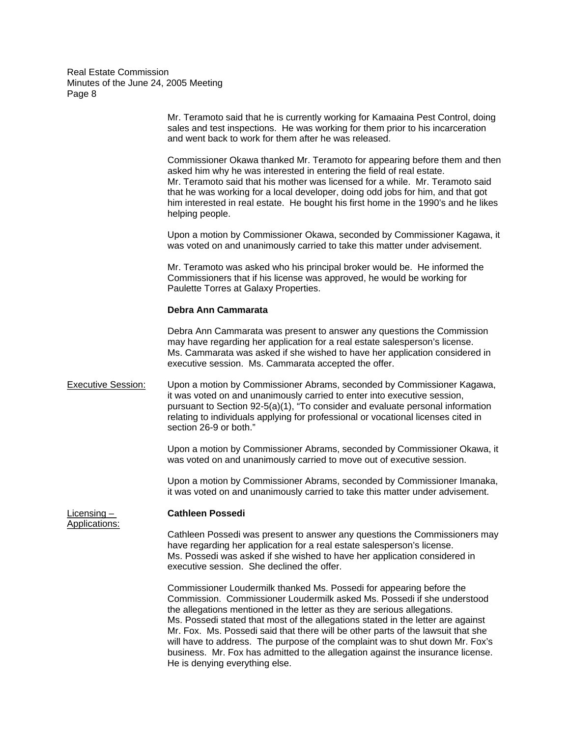Mr. Teramoto said that he is currently working for Kamaaina Pest Control, doing sales and test inspections. He was working for them prior to his incarceration and went back to work for them after he was released.

Commissioner Okawa thanked Mr. Teramoto for appearing before them and then asked him why he was interested in entering the field of real estate. Mr. Teramoto said that his mother was licensed for a while. Mr. Teramoto said that he was working for a local developer, doing odd jobs for him, and that got him interested in real estate. He bought his first home in the 1990's and he likes helping people.

Upon a motion by Commissioner Okawa, seconded by Commissioner Kagawa, it was voted on and unanimously carried to take this matter under advisement.

Mr. Teramoto was asked who his principal broker would be. He informed the Commissioners that if his license was approved, he would be working for Paulette Torres at Galaxy Properties.

**Debra Ann Cammarata**

Debra Ann Cammarata was present to answer any questions the Commission may have regarding her application for a real estate salesperson's license. Ms. Cammarata was asked if she wished to have her application considered in executive session. Ms. Cammarata accepted the offer.

Executive Session: Upon a motion by Commissioner Abrams, seconded by Commissioner Kagawa, it was voted on and unanimously carried to enter into executive session, pursuant to Section 92-5(a)(1), "To consider and evaluate personal information relating to individuals applying for professional or vocational licenses cited in section 26-9 or both."

Upon a motion by Commissioner Abrams, seconded by Commissioner Okawa, it was voted on and unanimously carried to move out of executive session.

Upon a motion by Commissioner Abrams, seconded by Commissioner Imanaka, it was voted on and unanimously carried to take this matter under advisement.

Licensing – Applications:

**Cathleen Possedi**

Cathleen Possedi was present to answer any questions the Commissioners may have regarding her application for a real estate salesperson's license. Ms. Possedi was asked if she wished to have her application considered in executive session. She declined the offer.

Commissioner Loudermilk thanked Ms. Possedi for appearing before the Commission. Commissioner Loudermilk asked Ms. Possedi if she understood the allegations mentioned in the letter as they are serious allegations. Ms. Possedi stated that most of the allegations stated in the letter are against Mr. Fox. Ms. Possedi said that there will be other parts of the lawsuit that she will have to address. The purpose of the complaint was to shut down Mr. Fox's business. Mr. Fox has admitted to the allegation against the insurance license. He is denying everything else.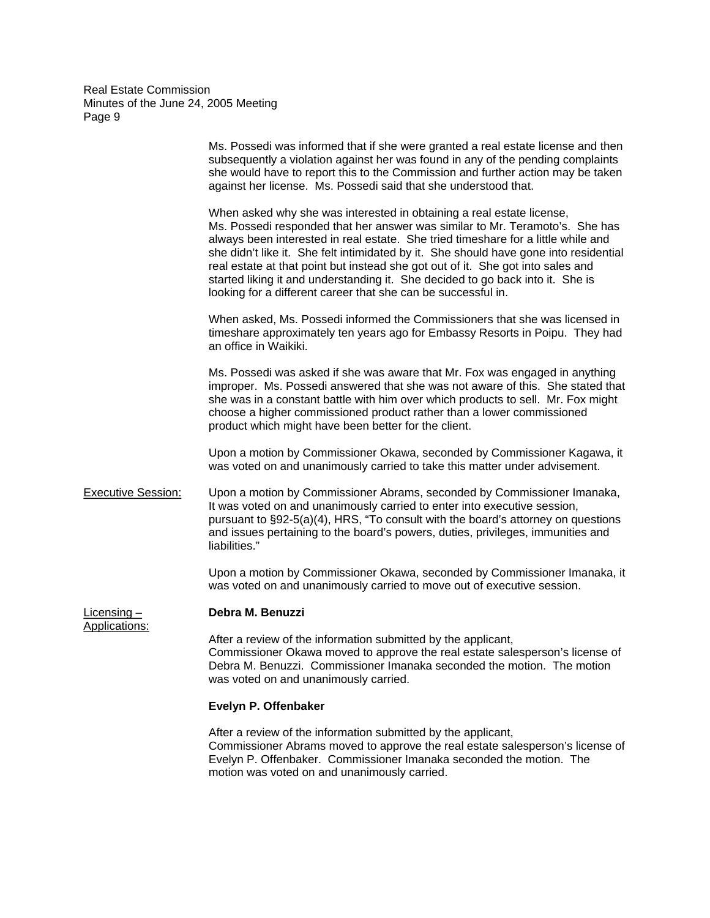Ms. Possedi was informed that if she were granted a real estate license and then subsequently a violation against her was found in any of the pending complaints she would have to report this to the Commission and further action may be taken against her license. Ms. Possedi said that she understood that.

When asked why she was interested in obtaining a real estate license, Ms. Possedi responded that her answer was similar to Mr. Teramoto's. She has always been interested in real estate. She tried timeshare for a little while and she didn't like it. She felt intimidated by it. She should have gone into residential real estate at that point but instead she got out of it. She got into sales and started liking it and understanding it. She decided to go back into it. She is looking for a different career that she can be successful in.

When asked, Ms. Possedi informed the Commissioners that she was licensed in timeshare approximately ten years ago for Embassy Resorts in Poipu. They had an office in Waikiki.

Ms. Possedi was asked if she was aware that Mr. Fox was engaged in anything improper. Ms. Possedi answered that she was not aware of this. She stated that she was in a constant battle with him over which products to sell. Mr. Fox might choose a higher commissioned product rather than a lower commissioned product which might have been better for the client.

Upon a motion by Commissioner Okawa, seconded by Commissioner Kagawa, it was voted on and unanimously carried to take this matter under advisement.

Executive Session:

Upon a motion by Commissioner Abrams, seconded by Commissioner Imanaka, It was voted on and unanimously carried to enter into executive session, pursuant to §92-5(a)(4), HRS, "To consult with the board's attorney on questions and issues pertaining to the board's powers, duties, privileges, immunities and liabilities."

Upon a motion by Commissioner Okawa, seconded by Commissioner Imanaka, it was voted on and unanimously carried to move out of executive session.

Licensing – Applications:

**Debra M. Benuzzi**

After a review of the information submitted by the applicant, Commissioner Okawa moved to approve the real estate salesperson's license of Debra M. Benuzzi. Commissioner Imanaka seconded the motion. The motion was voted on and unanimously carried.

**Evelyn P. Offenbaker**

After a review of the information submitted by the applicant, Commissioner Abrams moved to approve the real estate salesperson's license of Evelyn P. Offenbaker. Commissioner Imanaka seconded the motion. The motion was voted on and unanimously carried.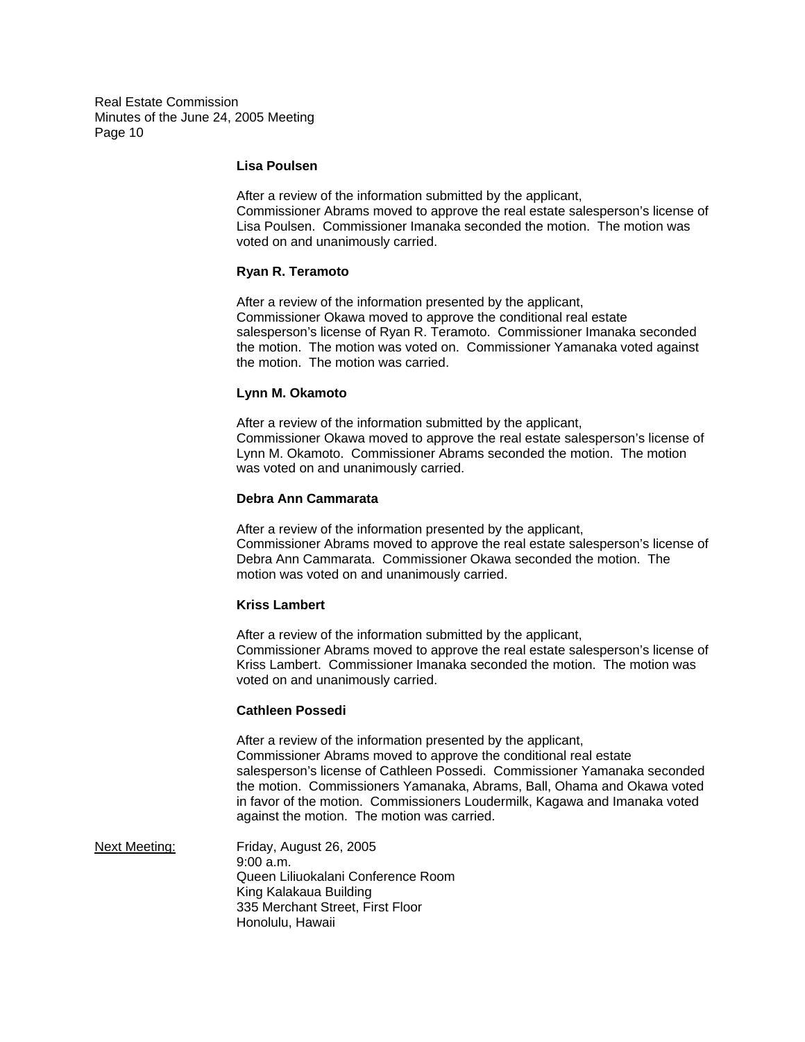**Lisa Poulsen**

After a review of the information submitted by the applicant, Commissioner Abrams moved to approve the real estate salesperson's license of Lisa Poulsen. Commissioner Imanaka seconded the motion. The motion was voted on and unanimously carried.

**Ryan R. Teramoto**

After a review of the information presented by the applicant, Commissioner Okawa moved to approve the conditional real estate salesperson's license of Ryan R. Teramoto. Commissioner Imanaka seconded the motion. The motion was voted on. Commissioner Yamanaka voted against the motion. The motion was carried.

**Lynn M. Okamoto**

After a review of the information submitted by the applicant, Commissioner Okawa moved to approve the real estate salesperson's license of Lynn M. Okamoto. Commissioner Abrams seconded the motion. The motion was voted on and unanimously carried.

**Debra Ann Cammarata**

After a review of the information presented by the applicant, Commissioner Abrams moved to approve the real estate salesperson's license of Debra Ann Cammarata. Commissioner Okawa seconded the motion. The motion was voted on and unanimously carried.

**Kriss Lambert**

After a review of the information submitted by the applicant, Commissioner Abrams moved to approve the real estate salesperson's license of Kriss Lambert. Commissioner Imanaka seconded the motion. The motion was voted on and unanimously carried.

**Cathleen Possedi**

After a review of the information presented by the applicant, Commissioner Abrams moved to approve the conditional real estate salesperson's license of Cathleen Possedi. Commissioner Yamanaka seconded the motion. Commissioners Yamanaka, Abrams, Ball, Ohama and Okawa voted in favor of the motion. Commissioners Loudermilk, Kagawa and Imanaka voted against the motion. The motion was carried.

Next Meeting: Friday, August 26, 2005
9:00 a.m.
Queen Liliuokalani Conference Room
King Kalakaua Building
335 Merchant Street, First Floor
Honolulu, Hawaii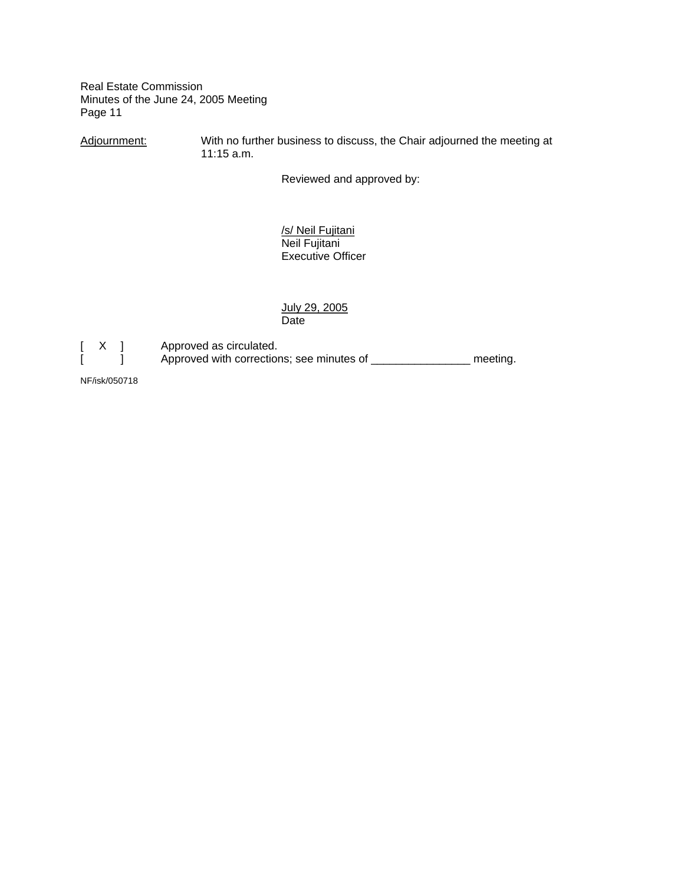Adjournment: With no further business to discuss, the Chair adjourned the meeting at 11:15 a.m.

Reviewed and approved by:

/s/ Neil Fujitani
Neil Fujitani
Executive Officer

July 29, 2005
Date

[ X ] Approved as circulated.
[ ] Approved with corrections; see minutes of ________________ meeting.

NF/isk/050718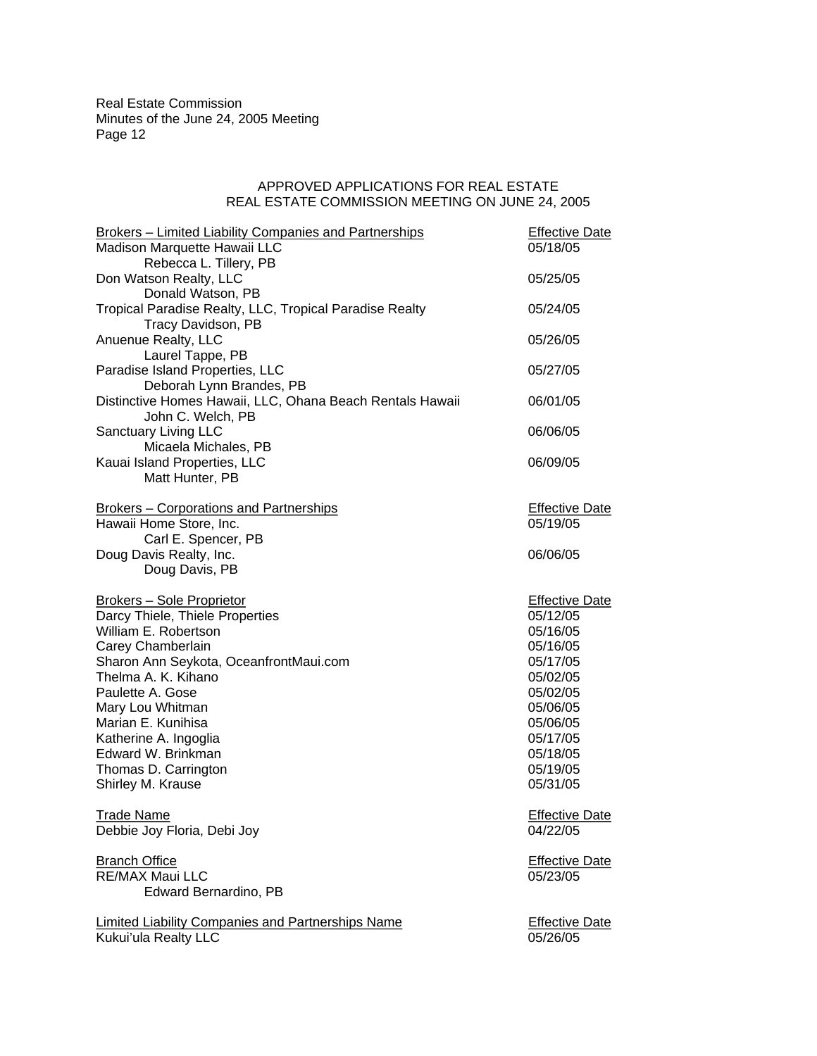## APPROVED APPLICATIONS FOR REAL ESTATE
## REAL ESTATE COMMISSION MEETING ON JUNE 24, 2005

| Brokers – Limited Liability Companies and Partnerships | Effective Date |
|---|---|
| Madison Marquette Hawaii LLC<br>Rebecca L. Tillery, PB | 05/18/05 |
| Don Watson Realty, LLC<br>Donald Watson, PB | 05/25/05 |
| Tropical Paradise Realty, LLC, Tropical Paradise Realty<br>Tracy Davidson, PB | 05/24/05 |
| Anuenue Realty, LLC<br>Laurel Tappe, PB | 05/26/05 |
| Paradise Island Properties, LLC<br>Deborah Lynn Brandes, PB | 05/27/05 |
| Distinctive Homes Hawaii, LLC, Ohana Beach Rentals Hawaii<br>John C. Welch, PB | 06/01/05 |
| Sanctuary Living LLC<br>Micaela Michales, PB | 06/06/05 |
| Kauai Island Properties, LLC<br>Matt Hunter, PB | 06/09/05 |

| Brokers – Corporations and Partnerships | Effective Date |
|---|---|
| Hawaii Home Store, Inc.<br>Carl E. Spencer, PB | 05/19/05 |
| Doug Davis Realty, Inc.<br>Doug Davis, PB | 06/06/05 |

| Brokers – Sole Proprietor | Effective Date |
|---|---|
| Darcy Thiele, Thiele Properties | 05/12/05 |
| William E. Robertson | 05/16/05 |
| Carey Chamberlain | 05/16/05 |
| Sharon Ann Seykota, OceanfrontMaui.com | 05/17/05 |
| Thelma A. K. Kihano | 05/02/05 |
| Paulette A. Gose | 05/02/05 |
| Mary Lou Whitman | 05/06/05 |
| Marian E. Kunihisa | 05/06/05 |
| Katherine A. Ingoglia | 05/17/05 |
| Edward W. Brinkman | 05/18/05 |
| Thomas D. Carrington | 05/19/05 |
| Shirley M. Krause | 05/31/05 |

| Trade Name | Effective Date |
|---|---|
| Debbie Joy Floria, Debi Joy | 04/22/05 |

| Branch Office | Effective Date |
|---|---|
| RE/MAX Maui LLC<br>Edward Bernardino, PB | 05/23/05 |

| Limited Liability Companies and Partnerships Name | Effective Date |
|---|---|
| Kukui’ula Realty LLC | 05/26/05 |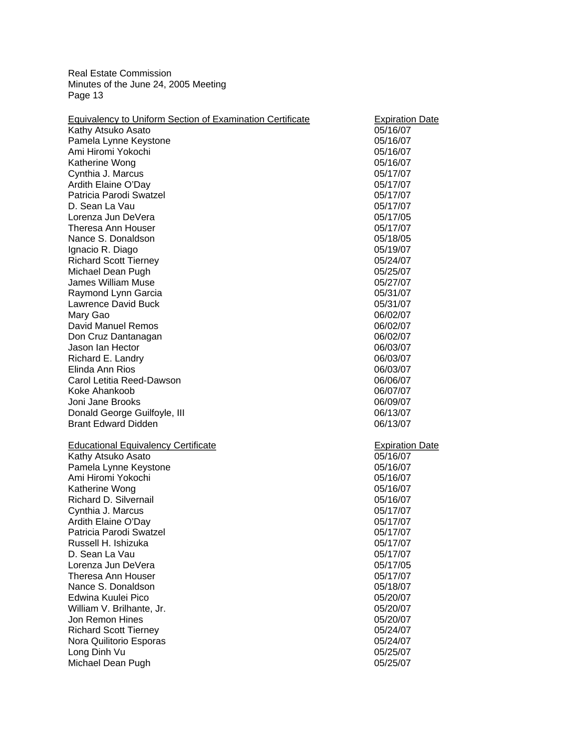| Equivalency to Uniform Section of Examination Certificate | Expiration Date |
|---|---|
| Kathy Atsuko Asato | 05/16/07 |
| Pamela Lynne Keystone | 05/16/07 |
| Ami Hiromi Yokochi | 05/16/07 |
| Katherine Wong | 05/16/07 |
| Cynthia J. Marcus | 05/17/07 |
| Ardith Elaine O'Day | 05/17/07 |
| Patricia Parodi Swatzel | 05/17/07 |
| D. Sean La Vau | 05/17/07 |
| Lorenza Jun DeVera | 05/17/05 |
| Theresa Ann Houser | 05/17/07 |
| Nance S. Donaldson | 05/18/05 |
| Ignacio R. Diago | 05/19/07 |
| Richard Scott Tierney | 05/24/07 |
| Michael Dean Pugh | 05/25/07 |
| James William Muse | 05/27/07 |
| Raymond Lynn Garcia | 05/31/07 |
| Lawrence David Buck | 05/31/07 |
| Mary Gao | 06/02/07 |
| David Manuel Remos | 06/02/07 |
| Don Cruz Dantanagan | 06/02/07 |
| Jason Ian Hector | 06/03/07 |
| Richard E. Landry | 06/03/07 |
| Elinda Ann Rios | 06/03/07 |
| Carol Letitia Reed-Dawson | 06/06/07 |
| Koke Ahankoob | 06/07/07 |
| Joni Jane Brooks | 06/09/07 |
| Donald George Guilfoyle, III | 06/13/07 |
| Brant Edward Didden | 06/13/07 |

| Educational Equivalency Certificate | Expiration Date |
|---|---|
| Kathy Atsuko Asato | 05/16/07 |
| Pamela Lynne Keystone | 05/16/07 |
| Ami Hiromi Yokochi | 05/16/07 |
| Katherine Wong | 05/16/07 |
| Richard D. Silvernail | 05/16/07 |
| Cynthia J. Marcus | 05/17/07 |
| Ardith Elaine O'Day | 05/17/07 |
| Patricia Parodi Swatzel | 05/17/07 |
| Russell H. Ishizuka | 05/17/07 |
| D. Sean La Vau | 05/17/07 |
| Lorenza Jun DeVera | 05/17/05 |
| Theresa Ann Houser | 05/17/07 |
| Nance S. Donaldson | 05/18/07 |
| Edwina Kuulei Pico | 05/20/07 |
| William V. Brilhante, Jr. | 05/20/07 |
| Jon Remon Hines | 05/20/07 |
| Richard Scott Tierney | 05/24/07 |
| Nora Quilitorio Esporas | 05/24/07 |
| Long Dinh Vu | 05/25/07 |
| Michael Dean Pugh | 05/25/07 |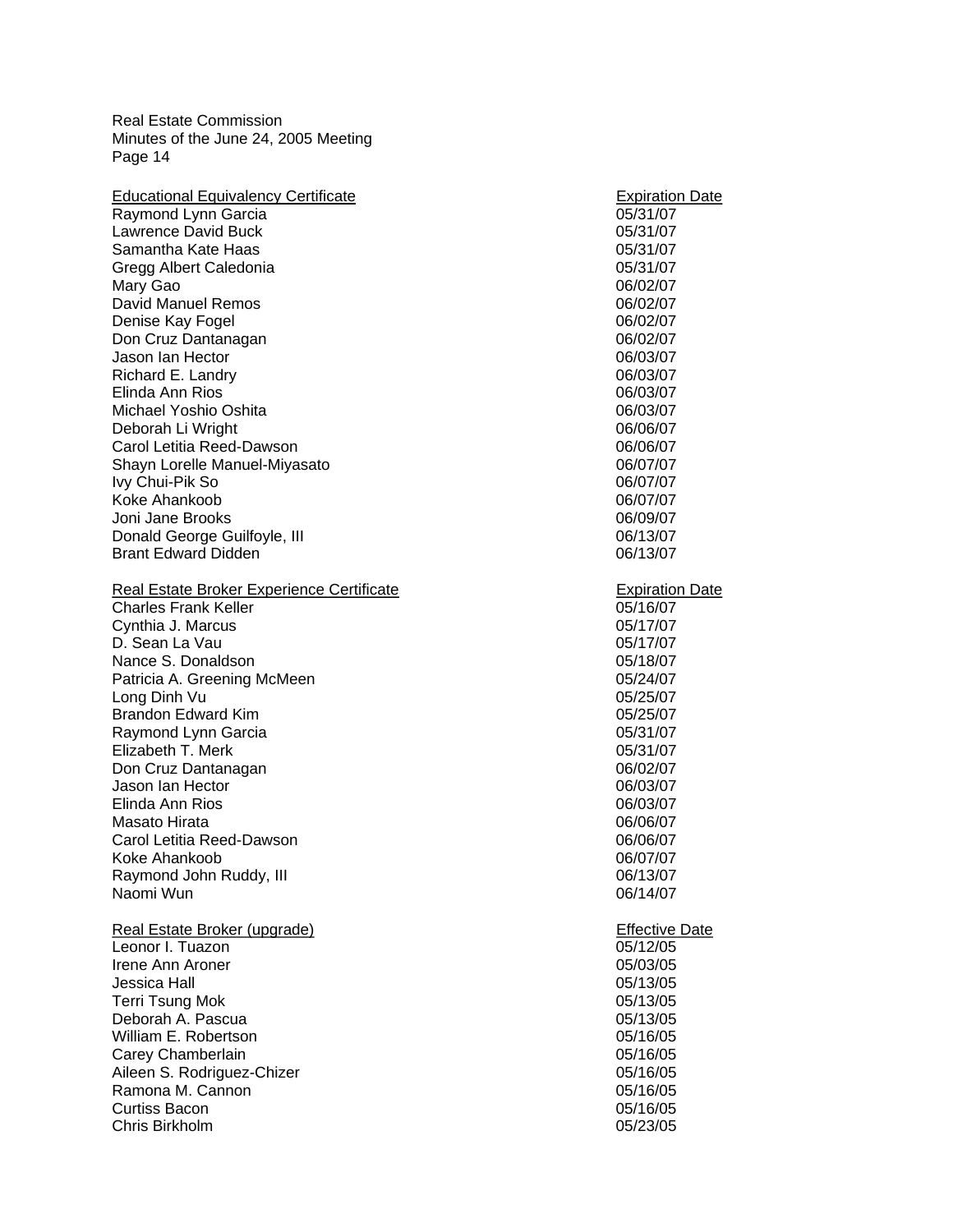| Educational Equivalency Certificate | Expiration Date |
|---|---|
| Raymond Lynn Garcia | 05/31/07 |
| Lawrence David Buck | 05/31/07 |
| Samantha Kate Haas | 05/31/07 |
| Gregg Albert Caledonia | 05/31/07 |
| Mary Gao | 06/02/07 |
| David Manuel Remos | 06/02/07 |
| Denise Kay Fogel | 06/02/07 |
| Don Cruz Dantanagan | 06/02/07 |
| Jason Ian Hector | 06/03/07 |
| Richard E. Landry | 06/03/07 |
| Elinda Ann Rios | 06/03/07 |
| Michael Yoshio Oshita | 06/03/07 |
| Deborah Li Wright | 06/06/07 |
| Carol Letitia Reed-Dawson | 06/06/07 |
| Shayn Lorelle Manuel-Miyasato | 06/07/07 |
| Ivy Chui-Pik So | 06/07/07 |
| Koke Ahankoob | 06/07/07 |
| Joni Jane Brooks | 06/09/07 |
| Donald George Guilfoyle, III | 06/13/07 |
| Brant Edward Didden | 06/13/07 |

| Real Estate Broker Experience Certificate | Expiration Date |
|---|---|
| Charles Frank Keller | 05/16/07 |
| Cynthia J. Marcus | 05/17/07 |
| D. Sean La Vau | 05/17/07 |
| Nance S. Donaldson | 05/18/07 |
| Patricia A. Greening McMeen | 05/24/07 |
| Long Dinh Vu | 05/25/07 |
| Brandon Edward Kim | 05/25/07 |
| Raymond Lynn Garcia | 05/31/07 |
| Elizabeth T. Merk | 05/31/07 |
| Don Cruz Dantanagan | 06/02/07 |
| Jason Ian Hector | 06/03/07 |
| Elinda Ann Rios | 06/03/07 |
| Masato Hirata | 06/06/07 |
| Carol Letitia Reed-Dawson | 06/06/07 |
| Koke Ahankoob | 06/07/07 |
| Raymond John Ruddy, III | 06/13/07 |
| Naomi Wun | 06/14/07 |

| Real Estate Broker (upgrade) | Effective Date |
|---|---|
| Leonor I. Tuazon | 05/12/05 |
| Irene Ann Aroner | 05/03/05 |
| Jessica Hall | 05/13/05 |
| Terri Tsung Mok | 05/13/05 |
| Deborah A. Pascua | 05/13/05 |
| William E. Robertson | 05/16/05 |
| Carey Chamberlain | 05/16/05 |
| Aileen S. Rodriguez-Chizer | 05/16/05 |
| Ramona M. Cannon | 05/16/05 |
| Curtiss Bacon | 05/16/05 |
| Chris Birkholm | 05/23/05 |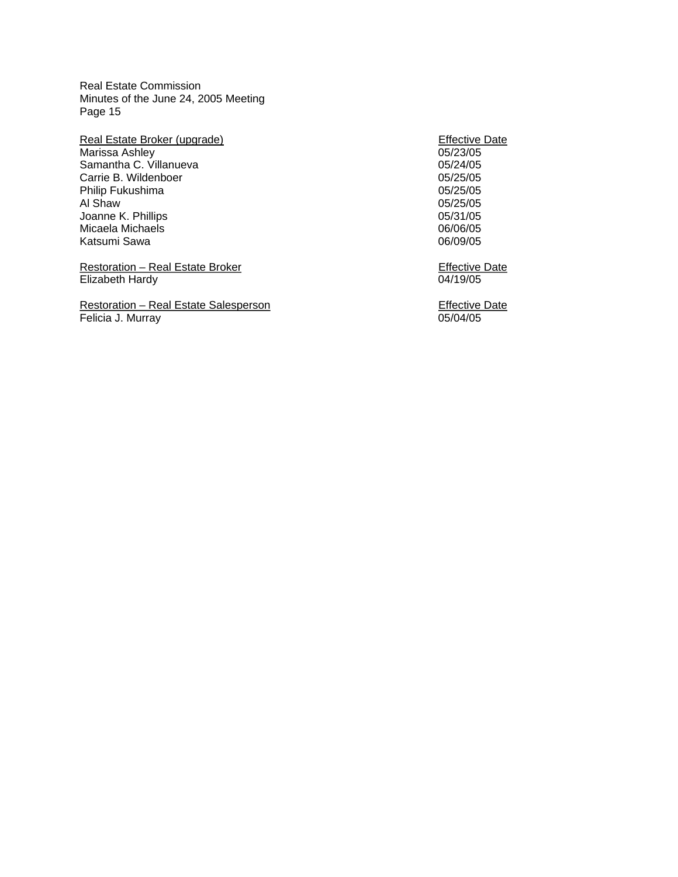| Real Estate Broker (upgrade) | Effective Date |
| --- | --- |
| Marissa Ashley | 05/23/05 |
| Samantha C. Villanueva | 05/24/05 |
| Carrie B. Wildenboer | 05/25/05 |
| Philip Fukushima | 05/25/05 |
| Al Shaw | 05/25/05 |
| Joanne K. Phillips | 05/31/05 |
| Micaela Michaels | 06/06/05 |
| Katsumi Sawa | 06/09/05 |

| Restoration – Real Estate Broker | Effective Date |
| --- | --- |
| Elizabeth Hardy | 04/19/05 |

| Restoration – Real Estate Salesperson | Effective Date |
| --- | --- |
| Felicia J. Murray | 05/04/05 |